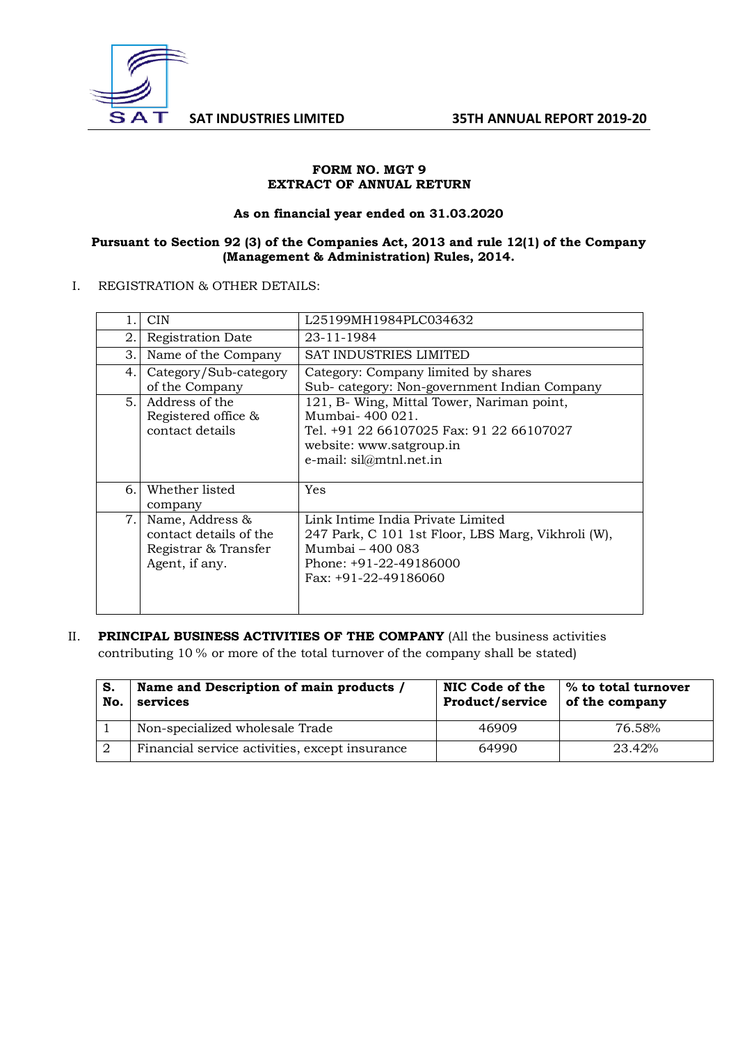**FORM NO. MGT 9**
**EXTRACT OF ANNUAL RETURN**

**As on financial year ended on 31.03.2020**

**Pursuant to Section 92 (3) of the Companies Act, 2013 and rule 12(1) of the Company (Management & Administration) Rules, 2014.**

I. REGISTRATION & OTHER DETAILS:

| | | |
|---|---|---|
| 1. | CIN | L25199MH1984PLC034632 |
| 2. | Registration Date | 23-11-1984 |
| 3. | Name of the Company | SAT INDUSTRIES LIMITED |
| 4. | Category/Sub-category of the Company | Category: Company limited by shares<br>Sub- category: Non-government Indian Company |
| 5. | Address of the Registered office & contact details | 121, B- Wing, Mittal Tower, Nariman point, Mumbai- 400 021.<br>Tel. +91 22 66107025 Fax: 91 22 66107027<br>website: www.satgroup.in<br>e-mail: sil@mtnl.net.in |
| 6. | Whether listed company | Yes |
| 7. | Name, Address & contact details of the Registrar & Transfer Agent, if any. | Link Intime India Private Limited<br>247 Park, C 101 1st Floor, LBS Marg, Vikhroli (W), Mumbai – 400 083<br>Phone: +91-22-49186000<br>Fax: +91-22-49186060 |

II. **PRINCIPAL BUSINESS ACTIVITIES OF THE COMPANY** (All the business activities contributing 10 % or more of the total turnover of the company shall be stated)

| S. No. | Name and Description of main products / services | NIC Code of the Product/service | % to total turnover of the company |
|---|---|---|---|
| 1 | Non-specialized wholesale Trade | 46909 | 76.58% |
| 2 | Financial service activities, except insurance | 64990 | 23.42% |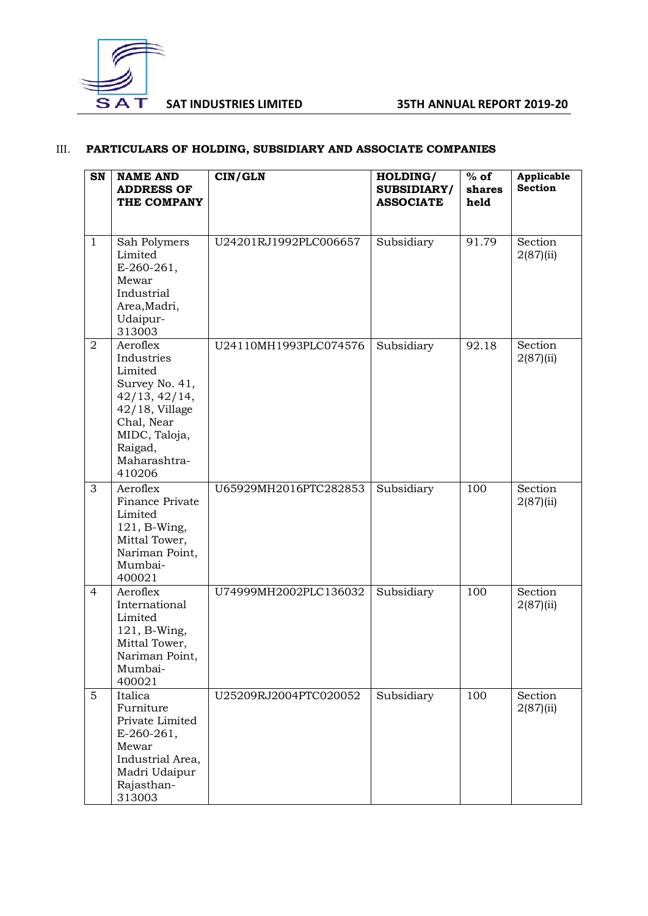### III. PARTICULARS OF HOLDING, SUBSIDIARY AND ASSOCIATE COMPANIES

| SN | NAME AND ADDRESS OF THE COMPANY | CIN/GLN | HOLDING/ SUBSIDIARY/ ASSOCIATE | % of shares held | Applicable Section |
|---|---|---|---|---|---|
| 1 | Sah Polymers Limited E-260-261, Mewar Industrial Area,Madri, Udaipur-313003 | U24201RJ1992PLC006657 | Subsidiary | 91.79 | Section 2(87)(ii) |
| 2 | Aeroflex Industries Limited Survey No. 41, 42/13, 42/14, 42/18, Village Chal, Near MIDC, Taloja, Raigad, Maharashtra-410206 | U24110MH1993PLC074576 | Subsidiary | 92.18 | Section 2(87)(ii) |
| 3 | Aeroflex Finance Private Limited 121, B-Wing, Mittal Tower, Nariman Point, Mumbai-400021 | U65929MH2016PTC282853 | Subsidiary | 100 | Section 2(87)(ii) |
| 4 | Aeroflex International Limited 121, B-Wing, Mittal Tower, Nariman Point, Mumbai-400021 | U74999MH2002PLC136032 | Subsidiary | 100 | Section 2(87)(ii) |
| 5 | Italica Furniture Private Limited E-260-261, Mewar Industrial Area, Madri Udaipur Rajasthan-313003 | U25209RJ2004PTC020052 | Subsidiary | 100 | Section 2(87)(ii) |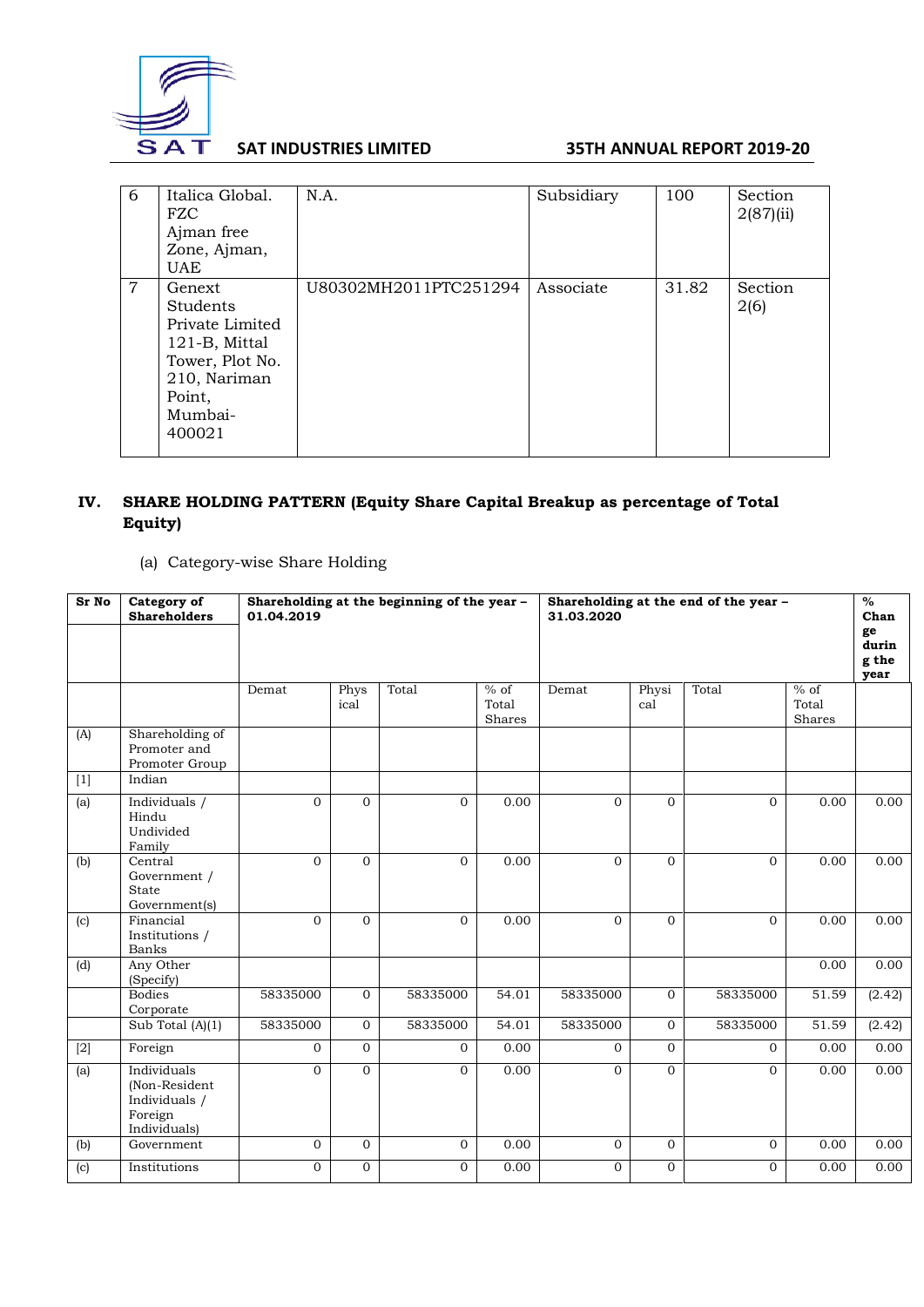| 6 | Italica Global. FZC Ajman free Zone, Ajman, UAE | N.A. | Subsidiary | 100 | Section 2(87)(ii) |
|---|---|---|---|---|---|
| 7 | Genext Students Private Limited 121-B, Mittal Tower, Plot No. 210, Nariman Point, Mumbai-400021 | U80302MH2011PTC251294 | Associate | 31.82 | Section 2(6) |

## IV. SHARE HOLDING PATTERN (Equity Share Capital Breakup as percentage of Total Equity)

(a) Category-wise Share Holding

| Sr No | Category of Shareholders | Shareholding at the beginning of the year – 01.04.2019 | | | | Shareholding at the end of the year – 31.03.2020 | | | | % Change during the year |
|---|---|---|---|---|---|---|---|---|---|---|
| | | Demat | Physical | Total | % of Total Shares | Demat | Physical | Total | % of Total Shares | |
| (A) | Shareholding of Promoter and Promoter Group | | | | | | | | | |
| [1] | Indian | | | | | | | | | |
| (a) | Individuals / Hindu Undivided Family | 0 | 0 | 0 | 0.00 | 0 | 0 | 0 | 0.00 | 0.00 |
| (b) | Central Government / State Government(s) | 0 | 0 | 0 | 0.00 | 0 | 0 | 0 | 0.00 | 0.00 |
| (c) | Financial Institutions / Banks | 0 | 0 | 0 | 0.00 | 0 | 0 | 0 | 0.00 | 0.00 |
| (d) | Any Other (Specify) | | | | | | | | 0.00 | 0.00 |
| | Bodies Corporate | 58335000 | 0 | 58335000 | 54.01 | 58335000 | 0 | 58335000 | 51.59 | (2.42) |
| | Sub Total (A)(1) | 58335000 | 0 | 58335000 | 54.01 | 58335000 | 0 | 58335000 | 51.59 | (2.42) |
| [2] | Foreign | 0 | 0 | 0 | 0.00 | 0 | 0 | 0 | 0.00 | 0.00 |
| (a) | Individuals (Non-Resident Individuals / Foreign Individuals) | 0 | 0 | 0 | 0.00 | 0 | 0 | 0 | 0.00 | 0.00 |
| (b) | Government | 0 | 0 | 0 | 0.00 | 0 | 0 | 0 | 0.00 | 0.00 |
| (c) | Institutions | 0 | 0 | 0 | 0.00 | 0 | 0 | 0 | 0.00 | 0.00 |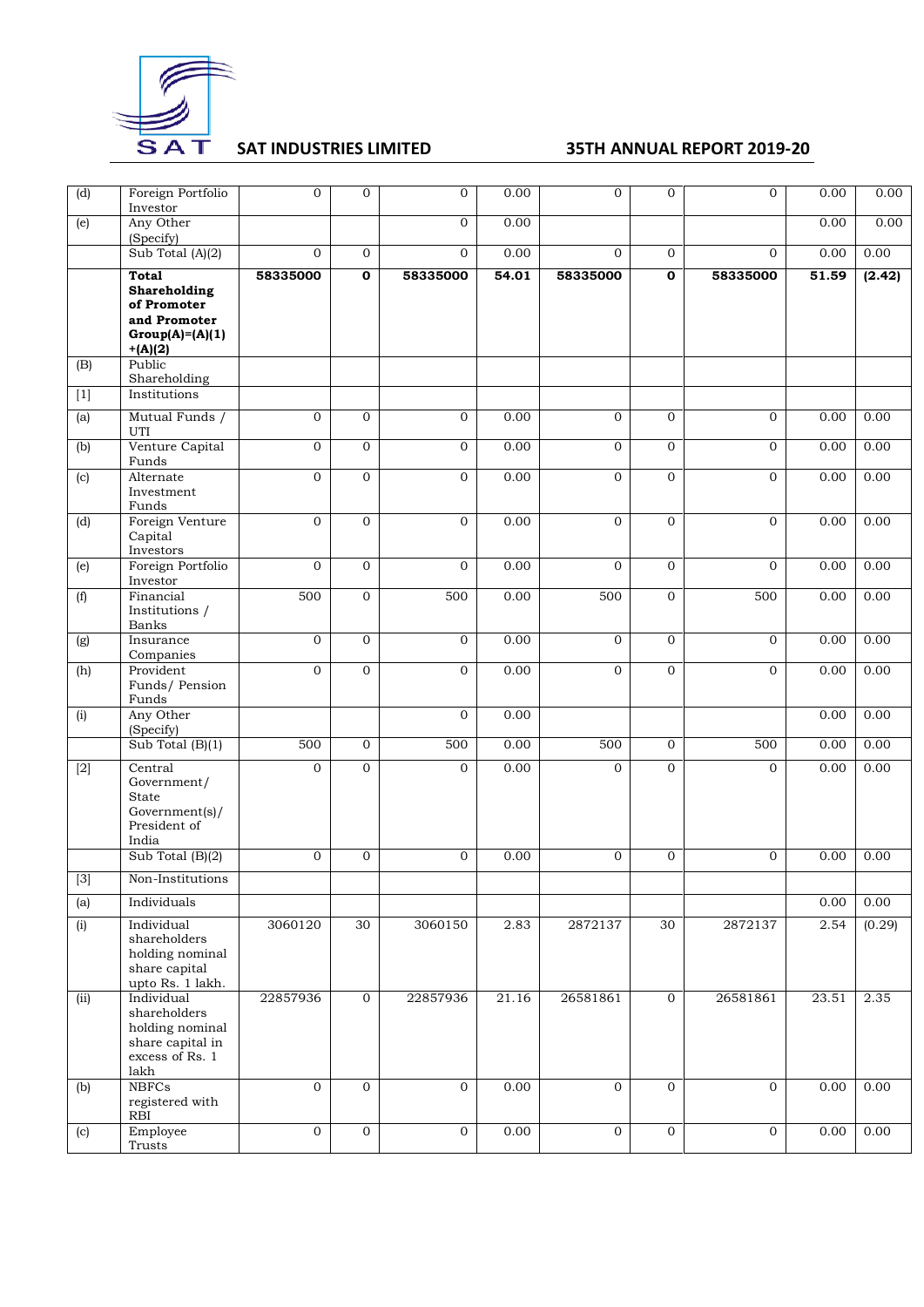| (d) | Foreign Portfolio Investor | 0 | 0 | 0 | 0.00 | 0 | 0 | 0 | 0.00 | 0.00 |
|---|---|---|---|---|---|---|---|---|---|---|
| (e) | Any Other (Specify) | | | 0 | 0.00 | | | | 0.00 | 0.00 |
| | Sub Total (A)(2) | 0 | 0 | 0 | 0.00 | 0 | 0 | 0 | 0.00 | 0.00 |
| | **Total Shareholding of Promoter and Promoter Group(A)=(A)(1) +(A)(2)** | **58335000** | **0** | **58335000** | **54.01** | **58335000** | **0** | **58335000** | **51.59** | **(2.42)** |
| (B) | Public Shareholding | | | | | | | | | |
| [1] | Institutions | | | | | | | | | |
| (a) | Mutual Funds / UTI | 0 | 0 | 0 | 0.00 | 0 | 0 | 0 | 0.00 | 0.00 |
| (b) | Venture Capital Funds | 0 | 0 | 0 | 0.00 | 0 | 0 | 0 | 0.00 | 0.00 |
| (c) | Alternate Investment Funds | 0 | 0 | 0 | 0.00 | 0 | 0 | 0 | 0.00 | 0.00 |
| (d) | Foreign Venture Capital Investors | 0 | 0 | 0 | 0.00 | 0 | 0 | 0 | 0.00 | 0.00 |
| (e) | Foreign Portfolio Investor | 0 | 0 | 0 | 0.00 | 0 | 0 | 0 | 0.00 | 0.00 |
| (f) | Financial Institutions / Banks | 500 | 0 | 500 | 0.00 | 500 | 0 | 500 | 0.00 | 0.00 |
| (g) | Insurance Companies | 0 | 0 | 0 | 0.00 | 0 | 0 | 0 | 0.00 | 0.00 |
| (h) | Provident Funds/ Pension Funds | 0 | 0 | 0 | 0.00 | 0 | 0 | 0 | 0.00 | 0.00 |
| (i) | Any Other (Specify) | | | 0 | 0.00 | | | | 0.00 | 0.00 |
| | Sub Total (B)(1) | 500 | 0 | 500 | 0.00 | 500 | 0 | 500 | 0.00 | 0.00 |
| [2] | Central Government/ State Government(s)/ President of India | 0 | 0 | 0 | 0.00 | 0 | 0 | 0 | 0.00 | 0.00 |
| | Sub Total (B)(2) | 0 | 0 | 0 | 0.00 | 0 | 0 | 0 | 0.00 | 0.00 |
| [3] | Non-Institutions | | | | | | | | | |
| (a) | Individuals | | | | | | | | 0.00 | 0.00 |
| (i) | Individual shareholders holding nominal share capital upto Rs. 1 lakh. | 3060120 | 30 | 3060150 | 2.83 | 2872137 | 30 | 2872137 | 2.54 | (0.29) |
| (ii) | Individual shareholders holding nominal share capital in excess of Rs. 1 lakh | 22857936 | 0 | 22857936 | 21.16 | 26581861 | 0 | 26581861 | 23.51 | 2.35 |
| (b) | NBFCs registered with RBI | 0 | 0 | 0 | 0.00 | 0 | 0 | 0 | 0.00 | 0.00 |
| (c) | Employee Trusts | 0 | 0 | 0 | 0.00 | 0 | 0 | 0 | 0.00 | 0.00 |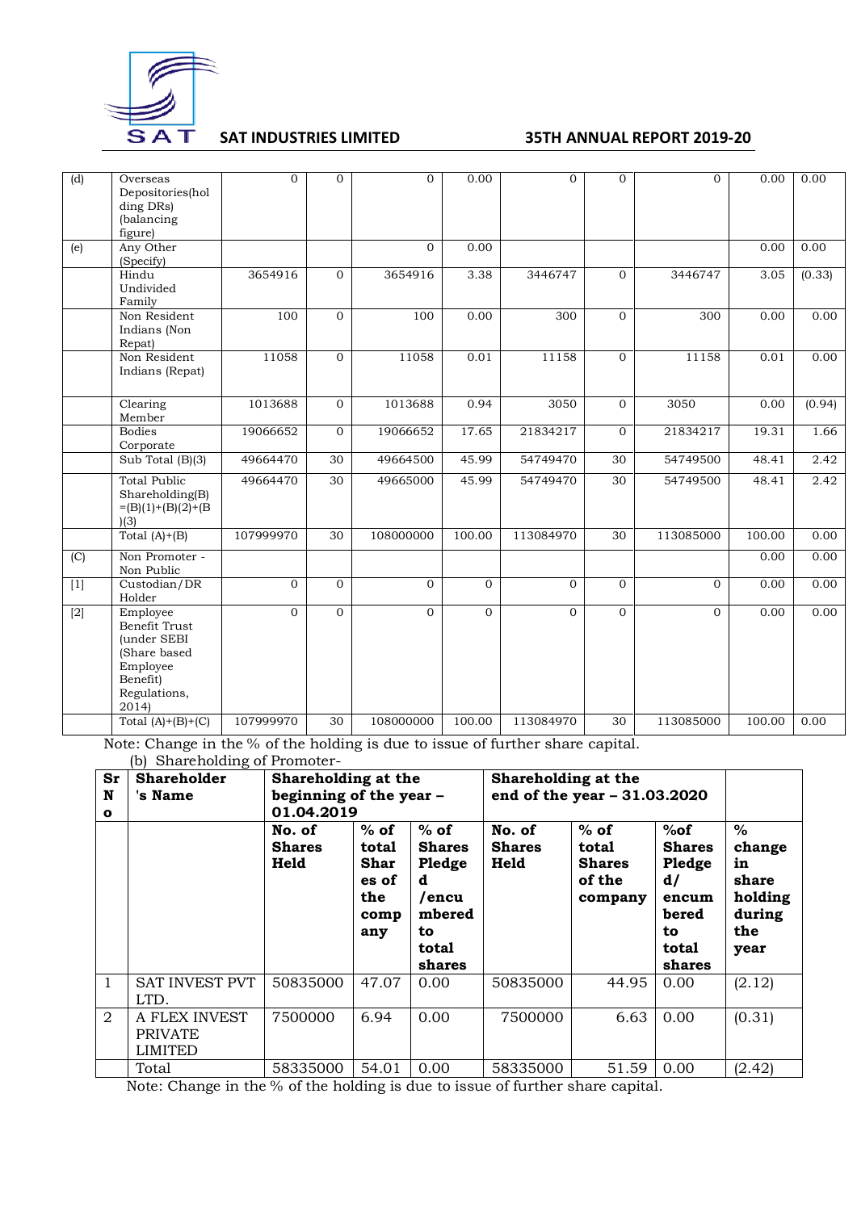| (d) | Overseas Depositories(holding DRs) (balancing figure) | 0 | 0 | 0 | 0.00 | 0 | 0 | 0 | 0.00 | 0.00 |
|---|---|---|---|---|---|---|---|---|---|---|
| (e) | Any Other (Specify) | | | 0 | 0.00 | | | | 0.00 | 0.00 |
| | Hindu Undivided Family | 3654916 | 0 | 3654916 | 3.38 | 3446747 | 0 | 3446747 | 3.05 | (0.33) |
| | Non Resident Indians (Non Repat) | 100 | 0 | 100 | 0.00 | 300 | 0 | 300 | 0.00 | 0.00 |
| | Non Resident Indians (Repat) | 11058 | 0 | 11058 | 0.01 | 11158 | 0 | 11158 | 0.01 | 0.00 |
| | Clearing Member | 1013688 | 0 | 1013688 | 0.94 | 3050 | 0 | 3050 | 0.00 | (0.94) |
| | Bodies Corporate | 19066652 | 0 | 19066652 | 17.65 | 21834217 | 0 | 21834217 | 19.31 | 1.66 |
| | Sub Total (B)(3) | 49664470 | 30 | 49664500 | 45.99 | 54749470 | 30 | 54749500 | 48.41 | 2.42 |
| | Total Public Shareholding(B) =(B)(1)+(B)(2)+(B)(3) | 49664470 | 30 | 49665000 | 45.99 | 54749470 | 30 | 54749500 | 48.41 | 2.42 |
| | Total (A)+(B) | 107999970 | 30 | 108000000 | 100.00 | 113084970 | 30 | 113085000 | 100.00 | 0.00 |
| (C) | Non Promoter - Non Public | | | | | | | | 0.00 | 0.00 |
| [1] | Custodian/DR Holder | 0 | 0 | 0 | 0 | 0 | 0 | 0 | 0.00 | 0.00 |
| [2] | Employee Benefit Trust (under SEBI (Share based Employee Benefit) Regulations, 2014) | 0 | 0 | 0 | 0 | 0 | 0 | 0 | 0.00 | 0.00 |
| | Total (A)+(B)+(C) | 107999970 | 30 | 108000000 | 100.00 | 113084970 | 30 | 113085000 | 100.00 | 0.00 |

Note: Change in the % of the holding is due to issue of further share capital.

(b) Shareholding of Promoter-

| **Sr No** | **Shareholder's Name** | **Shareholding at the beginning of the year – 01.04.2019** | | | **Shareholding at the end of the year – 31.03.2020** | | | |
|---|---|---|---|---|---|---|---|---|
| | | **No. of Shares Held** | **% of total Shares of the company** | **% of Shares Pledged /encumbered to total shares** | **No. of Shares Held** | **% of total Shares of the company** | **%of Shares Pledged/ encumbered to total shares** | **% change in share holding during the year** |
| 1 | SAT INVEST PVT LTD. | 50835000 | 47.07 | 0.00 | 50835000 | 44.95 | 0.00 | (2.12) |
| 2 | A FLEX INVEST PRIVATE LIMITED | 7500000 | 6.94 | 0.00 | 7500000 | 6.63 | 0.00 | (0.31) |
| | Total | 58335000 | 54.01 | 0.00 | 58335000 | 51.59 | 0.00 | (2.42) |

Note: Change in the % of the holding is due to issue of further share capital.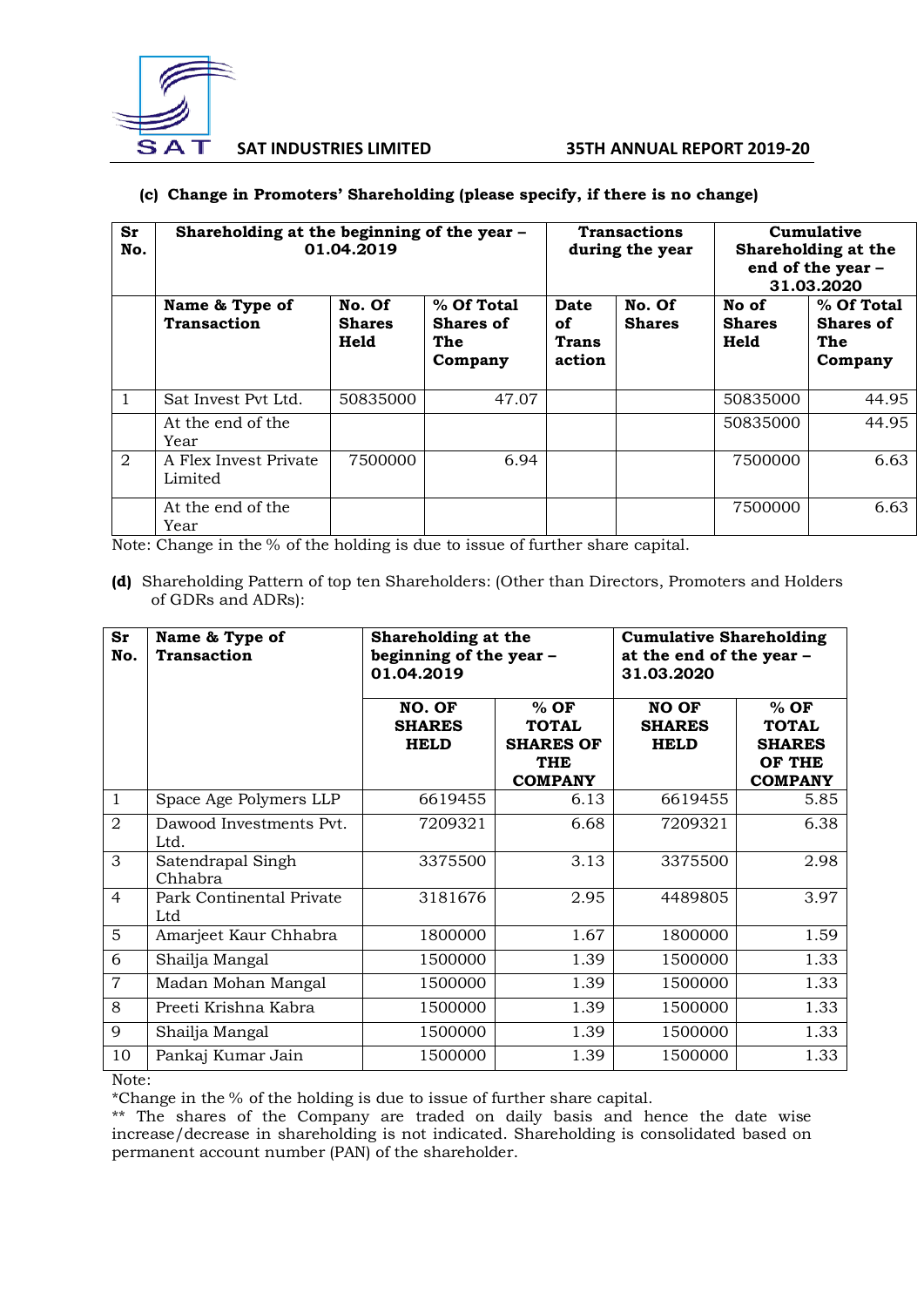**(c) Change in Promoters' Shareholding (please specify, if there is no change)**

| Sr No. | Shareholding at the beginning of the year – 01.04.2019 | | | Transactions during the year | | Cumulative Shareholding at the end of the year – 31.03.2020 | |
|---|---|---|---|---|---|---|---|
| | Name & Type of Transaction | No. Of Shares Held | % Of Total Shares of The Company | Date of Trans action | No. Of Shares | No of Shares Held | % Of Total Shares of The Company |
| 1 | Sat Invest Pvt Ltd. | 50835000 | 47.07 | | | 50835000 | 44.95 |
| | At the end of the Year | | | | | 50835000 | 44.95 |
| 2 | A Flex Invest Private Limited | 7500000 | 6.94 | | | 7500000 | 6.63 |
| | At the end of the Year | | | | | 7500000 | 6.63 |

Note: Change in the % of the holding is due to issue of further share capital.

**(d)** Shareholding Pattern of top ten Shareholders: (Other than Directors, Promoters and Holders of GDRs and ADRs):

| Sr No. | Name & Type of Transaction | Shareholding at the beginning of the year – 01.04.2019 | | Cumulative Shareholding at the end of the year – 31.03.2020 | |
|---|---|---|---|---|---|
| | | NO. OF SHARES HELD | % OF TOTAL SHARES OF THE COMPANY | NO OF SHARES HELD | % OF TOTAL SHARES OF THE COMPANY |
| 1 | Space Age Polymers LLP | 6619455 | 6.13 | 6619455 | 5.85 |
| 2 | Dawood Investments Pvt. Ltd. | 7209321 | 6.68 | 7209321 | 6.38 |
| 3 | Satendrapal Singh Chhabra | 3375500 | 3.13 | 3375500 | 2.98 |
| 4 | Park Continental Private Ltd | 3181676 | 2.95 | 4489805 | 3.97 |
| 5 | Amarjeet Kaur Chhabra | 1800000 | 1.67 | 1800000 | 1.59 |
| 6 | Shailja Mangal | 1500000 | 1.39 | 1500000 | 1.33 |
| 7 | Madan Mohan Mangal | 1500000 | 1.39 | 1500000 | 1.33 |
| 8 | Preeti Krishna Kabra | 1500000 | 1.39 | 1500000 | 1.33 |
| 9 | Shailja Mangal | 1500000 | 1.39 | 1500000 | 1.33 |
| 10 | Pankaj Kumar Jain | 1500000 | 1.39 | 1500000 | 1.33 |

Note:

*Change in the % of the holding is due to issue of further share capital.

** The shares of the Company are traded on daily basis and hence the date wise increase/decrease in shareholding is not indicated. Shareholding is consolidated based on permanent account number (PAN) of the shareholder.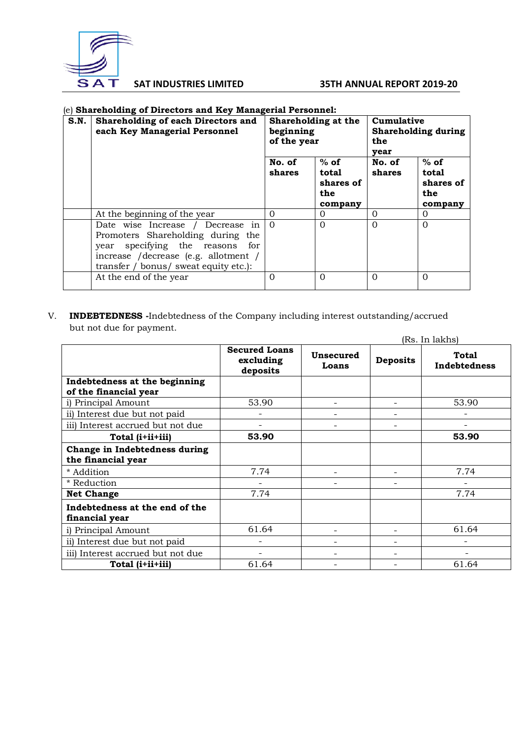(e) **Shareholding of Directors and Key Managerial Personnel:**

| S.N. | Shareholding of each Directors and each Key Managerial Personnel | Shareholding at the beginning of the year | | Cumulative Shareholding during the year | |
|---|---|---|---|---|---|
| | | No. of shares | % of total shares of the company | No. of shares | % of total shares of the company |
| | At the beginning of the year | 0 | 0 | 0 | 0 |
| | Date wise Increase / Decrease in Promoters Shareholding during the year specifying the reasons for increase /decrease (e.g. allotment / transfer / bonus/ sweat equity etc.): | 0 | 0 | 0 | 0 |
| | At the end of the year | 0 | 0 | 0 | 0 |

V. **INDEBTEDNESS -**Indebtedness of the Company including interest outstanding/accrued but not due for payment.

(Rs. In lakhs)

| | Secured Loans excluding deposits | Unsecured Loans | Deposits | Total Indebtedness |
|---|---|---|---|---|
| **Indebtedness at the beginning of the financial year** | | | | |
| i) Principal Amount | 53.90 | - | - | 53.90 |
| ii) Interest due but not paid | - | - | - | - |
| iii) Interest accrued but not due | - | - | - | - |
| **Total (i+ii+iii)** | **53.90** | | | **53.90** |
| **Change in Indebtedness during the financial year** | | | | |
| * Addition | 7.74 | - | - | 7.74 |
| * Reduction | - | - | - | - |
| **Net Change** | 7.74 | | | 7.74 |
| **Indebtedness at the end of the financial year** | | | | |
| i) Principal Amount | 61.64 | - | - | 61.64 |
| ii) Interest due but not paid | - | - | - | - |
| iii) Interest accrued but not due | - | - | - | - |
| **Total (i+ii+iii)** | 61.64 | - | - | 61.64 |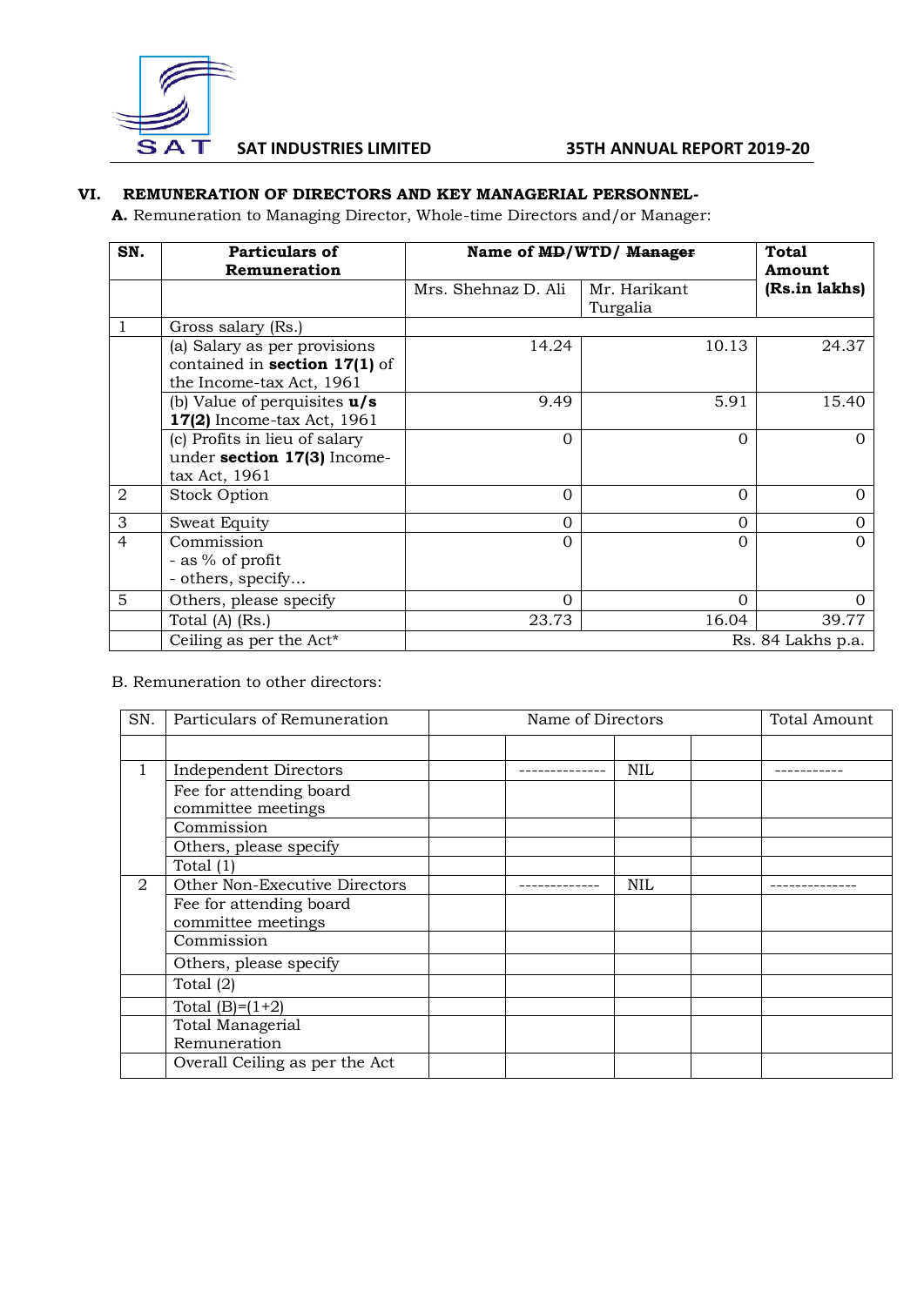## VI. REMUNERATION OF DIRECTORS AND KEY MANAGERIAL PERSONNEL-

**A.** Remuneration to Managing Director, Whole-time Directors and/or Manager:

| SN. | Particulars of Remuneration | Name of ~~MD~~/WTD/ ~~Manager~~ | | Total Amount (Rs.in lakhs) |
|---|---|---|---|---|
| | | Mrs. Shehnaz D. Ali | Mr. Harikant Turgalia | |
| 1 | Gross salary (Rs.) | | | |
| | (a) Salary as per provisions contained in **section 17(1)** of the Income-tax Act, 1961 | 14.24 | 10.13 | 24.37 |
| | (b) Value of perquisites **u/s 17(2)** Income-tax Act, 1961 | 9.49 | 5.91 | 15.40 |
| | (c) Profits in lieu of salary under **section 17(3)** Income-tax Act, 1961 | 0 | 0 | 0 |
| 2 | Stock Option | 0 | 0 | 0 |
| 3 | Sweat Equity | 0 | 0 | 0 |
| 4 | Commission<br>- as % of profit<br>- others, specify… | 0 | 0 | 0 |
| 5 | Others, please specify | 0 | 0 | 0 |
| | Total (A) (Rs.) | 23.73 | 16.04 | 39.77 |
| | Ceiling as per the Act* | | | Rs. 84 Lakhs p.a. |

B. Remuneration to other directors:

| SN. | Particulars of Remuneration | Name of Directors | | | | Total Amount |
|---|---|---|---|---|---|---|
| | | | | | | |
| 1 | Independent Directors | | -------------- | NIL | | ----------- |
| | Fee for attending board committee meetings | | | | | |
| | Commission | | | | | |
| | Others, please specify | | | | | |
| | Total (1) | | | | | |
| 2 | Other Non-Executive Directors | | ------------- | NIL | | -------------- |
| | Fee for attending board committee meetings | | | | | |
| | Commission | | | | | |
| | Others, please specify | | | | | |
| | Total (2) | | | | | |
| | Total (B)=(1+2) | | | | | |
| | Total Managerial Remuneration | | | | | |
| | Overall Ceiling as per the Act | | | | | |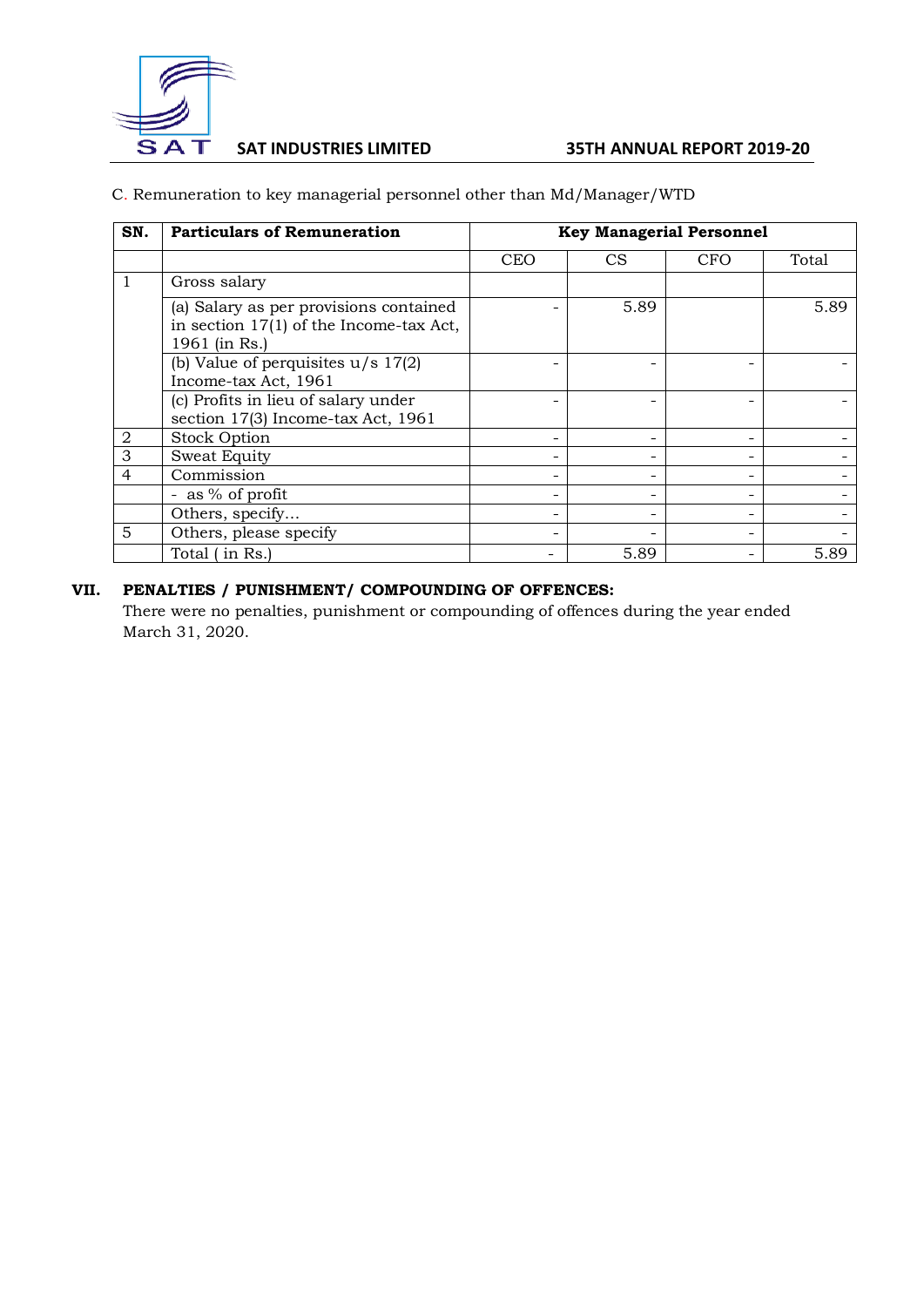C. Remuneration to key managerial personnel other than Md/Manager/WTD

| SN. | Particulars of Remuneration | Key Managerial Personnel | | | |
|---|---|---|---|---|---|
| | | CEO | CS | CFO | Total |
| 1 | Gross salary | | | | |
| | (a) Salary as per provisions contained in section 17(1) of the Income-tax Act, 1961 (in Rs.) | - | 5.89 | | 5.89 |
| | (b) Value of perquisites u/s 17(2) Income-tax Act, 1961 | - | - | - | - |
| | (c) Profits in lieu of salary under section 17(3) Income-tax Act, 1961 | - | - | - | - |
| 2 | Stock Option | - | - | - | - |
| 3 | Sweat Equity | - | - | - | - |
| 4 | Commission | - | - | - | - |
| | - as % of profit | - | - | - | - |
| | Others, specify… | - | - | - | - |
| 5 | Others, please specify | - | - | - | - |
| | Total ( in Rs.) | - | 5.89 | - | 5.89 |

## VII. PENALTIES / PUNISHMENT/ COMPOUNDING OF OFFENCES:

There were no penalties, punishment or compounding of offences during the year ended March 31, 2020.